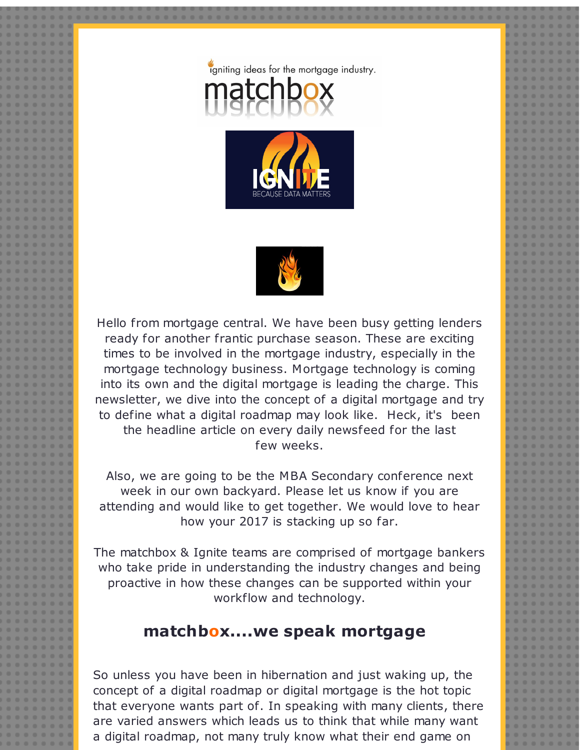igniting ideas for the mortgage industry.

matchbox

IGNITE
BECAUSE DATA MATTERS

Hello from mortgage central. We have been busy getting lenders ready for another frantic purchase season. These are exciting times to be involved in the mortgage industry, especially in the mortgage technology business. Mortgage technology is coming into its own and the digital mortgage is leading the charge. This newsletter, we dive into the concept of a digital mortgage and try to define what a digital roadmap may look like. Heck, it's been the headline article on every daily newsfeed for the last few weeks.

Also, we are going to be the MBA Secondary conference next week in our own backyard. Please let us know if you are attending and would like to get together. We would love to hear how your 2017 is stacking up so far.

The matchbox & Ignite teams are comprised of mortgage bankers who take pride in understanding the industry changes and being proactive in how these changes can be supported within your workflow and technology.

## matchbox....we speak mortgage

So unless you have been in hibernation and just waking up, the concept of a digital roadmap or digital mortgage is the hot topic that everyone wants part of. In speaking with many clients, there are varied answers which leads us to think that while many want a digital roadmap, not many truly know what their end game on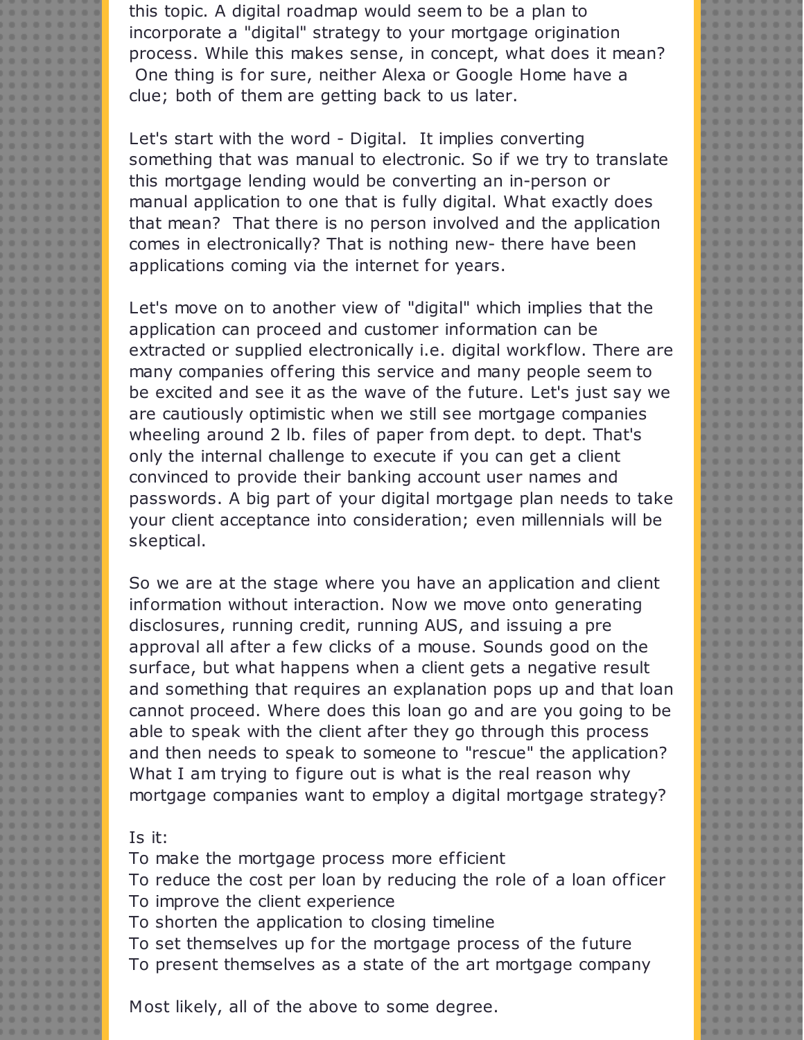this topic. A digital roadmap would seem to be a plan to incorporate a "digital" strategy to your mortgage origination process. While this makes sense, in concept, what does it mean? One thing is for sure, neither Alexa or Google Home have a clue; both of them are getting back to us later.

Let's start with the word - Digital. It implies converting something that was manual to electronic. So if we try to translate this mortgage lending would be converting an in-person or manual application to one that is fully digital. What exactly does that mean? That there is no person involved and the application comes in electronically? That is nothing new- there have been applications coming via the internet for years.

Let's move on to another view of "digital" which implies that the application can proceed and customer information can be extracted or supplied electronically i.e. digital workflow. There are many companies offering this service and many people seem to be excited and see it as the wave of the future. Let's just say we are cautiously optimistic when we still see mortgage companies wheeling around 2 lb. files of paper from dept. to dept. That's only the internal challenge to execute if you can get a client convinced to provide their banking account user names and passwords. A big part of your digital mortgage plan needs to take your client acceptance into consideration; even millennials will be skeptical.

So we are at the stage where you have an application and client information without interaction. Now we move onto generating disclosures, running credit, running AUS, and issuing a pre approval all after a few clicks of a mouse. Sounds good on the surface, but what happens when a client gets a negative result and something that requires an explanation pops up and that loan cannot proceed. Where does this loan go and are you going to be able to speak with the client after they go through this process and then needs to speak to someone to "rescue" the application? What I am trying to figure out is what is the real reason why mortgage companies want to employ a digital mortgage strategy?

Is it:
To make the mortgage process more efficient
To reduce the cost per loan by reducing the role of a loan officer
To improve the client experience
To shorten the application to closing timeline
To set themselves up for the mortgage process of the future
To present themselves as a state of the art mortgage company

Most likely, all of the above to some degree.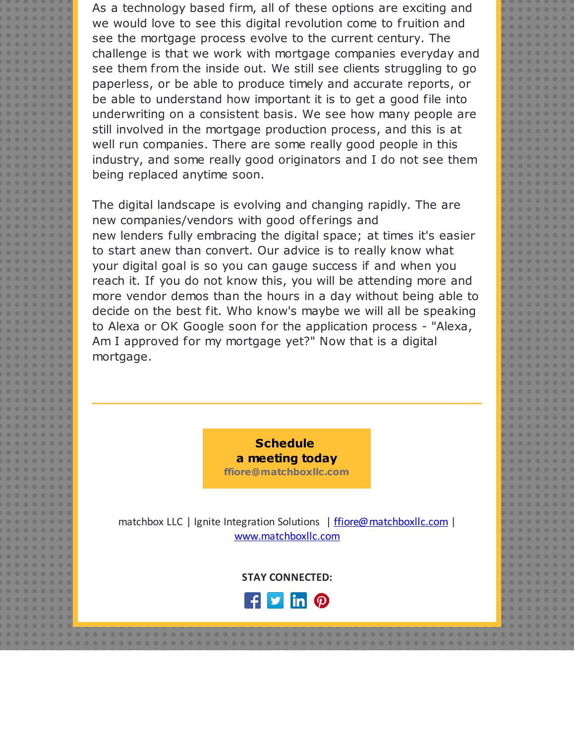As a technology based firm, all of these options are exciting and we would love to see this digital revolution come to fruition and see the mortgage process evolve to the current century. The challenge is that we work with mortgage companies everyday and see them from the inside out. We still see clients struggling to go paperless, or be able to produce timely and accurate reports, or be able to understand how important it is to get a good file into underwriting on a consistent basis. We see how many people are still involved in the mortgage production process, and this is at well run companies. There are some really good people in this industry, and some really good originators and I do not see them being replaced anytime soon.

The digital landscape is evolving and changing rapidly. The are new companies/vendors with good offerings and new lenders fully embracing the digital space; at times it's easier to start anew than convert. Our advice is to really know what your digital goal is so you can gauge success if and when you reach it. If you do not know this, you will be attending more and more vendor demos than the hours in a day without being able to decide on the best fit. Who know's maybe we will all be speaking to Alexa or OK Google soon for the application process - "Alexa, Am I approved for my mortgage yet?" Now that is a digital mortgage.

---

**Schedule a meeting today**
**ffiore@matchboxllc.com**

matchbox LLC | Ignite Integration Solutions | ffiore@matchboxllc.com | www.matchboxllc.com

**STAY CONNECTED:**